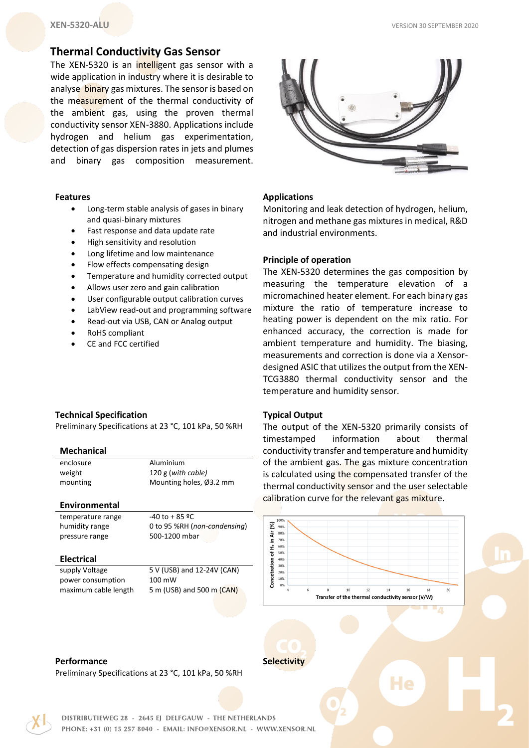# Thermal Conductivity Gas Sensor

The XEN-5320 is an intelligent gas sensor with a wide application in industry where it is desirable to analyse binary gas mixtures. The sensor is based on the measurement of the thermal conductivity of the ambient gas, using the proven thermal conductivity sensor XEN-3880. Applications include hydrogen and helium gas experimentation, detection of gas dispersion rates in jets and plumes and binary gas composition measurement.

### Features

- Long-term stable analysis of gases in binary and quasi-binary mixtures
- Fast response and data update rate
- High sensitivity and resolution
- Long lifetime and low maintenance
- Flow effects compensating design
- Temperature and humidity corrected output
- Allows user zero and gain calibration
- User configurable output calibration curves
- LabView read-out and programming software
- Read-out via USB, CAN or Analog output
- RoHS compliant
- CE and FCC certified

### Applications

Monitoring and leak detection of hydrogen, helium, nitrogen and methane gas mixtures in medical, R&D and industrial environments.

### Principle of operation

The XEN-5320 determines the gas composition by measuring the temperature elevation of a micromachined heater element. For each binary gas mixture the ratio of temperature increase to heating power is dependent on the mix ratio. For enhanced accuracy, the correction is made for ambient temperature and humidity. The biasing, measurements and correction is done via a Xensor-designed ASIC that utilizes the output from the XEN-TCG3880 thermal conductivity sensor and the temperature and humidity sensor.

### Technical Specification

Preliminary Specifications at 23 °C, 101 kPa, 50 %RH

#### Mechanical

| | |
|---|---|
| enclosure | Aluminium |
| weight | 120 g (*with cable*) |
| mounting | Mounting holes, Ø3.2 mm |

#### Environmental

| | |
|---|---|
| temperature range | -40 to + 85 ºC |
| humidity range | 0 to 95 %RH (*non-condensing*) |
| pressure range | 500-1200 mbar |

#### Electrical

| | |
|---|---|
| supply Voltage | 5 V (USB) and 12-24V (CAN) |
| power consumption | 100 mW |
| maximum cable length | 5 m (USB) and 500 m (CAN) |

### Typical Output

The output of the XEN-5320 primarily consists of timestamped information about thermal conductivity transfer and temperature and humidity of the ambient gas. The gas mixture concentration is calculated using the compensated transfer of the thermal conductivity sensor and the user selectable calibration curve for the relevant gas mixture.

### Performance

Preliminary Specifications at 23 °C, 101 kPa, 50 %RH

### Selectivity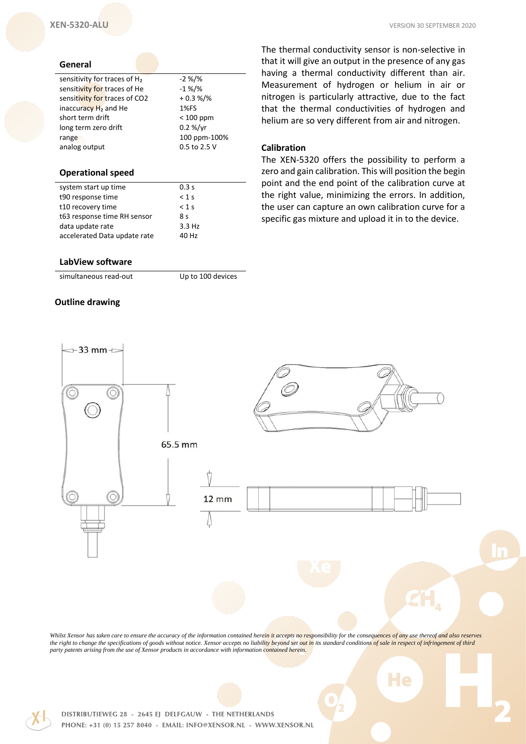## General

| | |
|---|---|
| sensitivity for traces of $H_2$ | -2 %/% |
| sensitivity for traces of He | -1 %/% |
| sensitivity for traces of CO2 | + 0.3 %/% |
| inaccuracy $H_2$ and He | 1%FS |
| short term drift | < 100 ppm |
| long term zero drift | 0.2 %/yr |
| range | 100 ppm-100% |
| analog output | 0.5 to 2.5 V |

## Operational speed

| | |
|---|---|
| system start up time | 0.3 s |
| t90 response time | < 1 s |
| t10 recovery time | < 1 s |
| t63 response time RH sensor | 8 s |
| data update rate | 3.3 Hz |
| accelerated Data update rate | 40 Hz |

## LabView software

| | |
|---|---|
| simultaneous read-out | Up to 100 devices |

## Outline drawing

33 mm

65.5 mm

12 mm

The thermal conductivity sensor is non-selective in that it will give an output in the presence of any gas having a thermal conductivity different than air. Measurement of hydrogen or helium in air or nitrogen is particularly attractive, due to the fact that the thermal conductivities of hydrogen and helium are so very different from air and nitrogen.

## Calibration

The XEN-5320 offers the possibility to perform a zero and gain calibration. This will position the begin point and the end point of the calibration curve at the right value, minimizing the errors. In addition, the user can capture an own calibration curve for a specific gas mixture and upload it in to the device.

*Whilst Xensor has taken care to ensure the accuracy of the information contained herein it accepts no responsibility for the consequences of any use thereof and also reserves the right to change the specifications of goods without notice. Xensor accepts no liability beyond set out in its standard conditions of sale in respect of infringement of third party patents arising from the use of Xensor products in accordance with information contained herein.*

DISTRIBUTIEWEG 28 - 2645 EJ DELFGAUW - THE NETHERLANDS
PHONE: +31 (0) 15 257 8040 - EMAIL: INFO@XENSOR.NL - WWW.XENSOR.NL